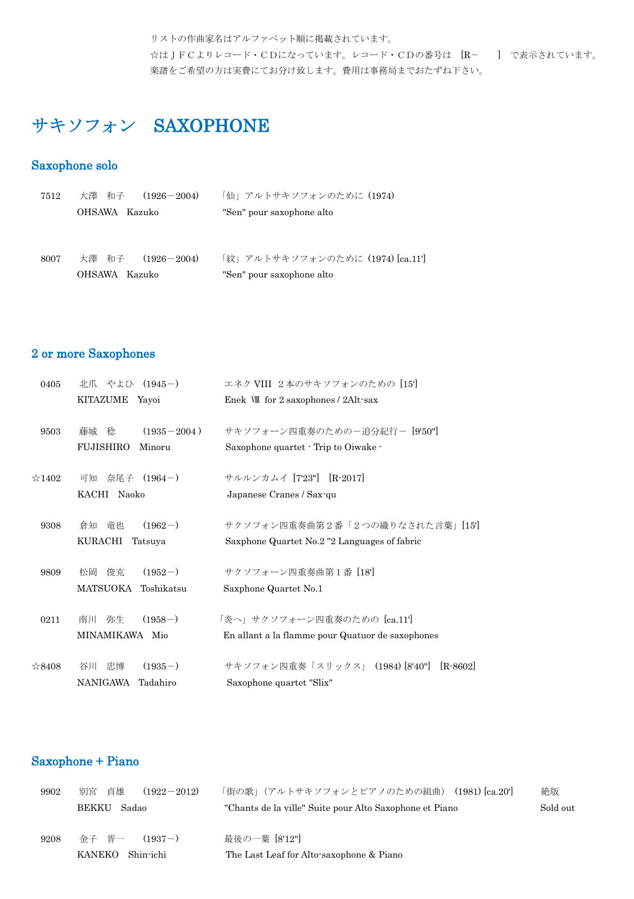リストの作曲家名はアルファベット順に掲載されています。
☆はＪＦＣよりレコード・ＣＤになっています。レコード・ＣＤの番号は　[R-　　]　で表示されています。
楽譜をご希望の方は実費にてお分け致します。費用は事務局までおたずね下さい。

# サキソフォン　SAXOPHONE

## Saxophone solo

| No. | 作曲家 | 作品 |
|---|---|---|
| 7512 | 大澤　和子　(1926－2004)<br>OHSAWA　Kazuko | 「仙」アルトサキソフォンのために (1974)<br>"Sen" pour saxophone alto |
| 8007 | 大澤　和子　(1926－2004)<br>OHSAWA　Kazuko | 「紋」アルトサキソフォンのために (1974) [ca.11']<br>"Sen" pour saxophone alto |

## 2 or more Saxophones

| No. | 作曲家 | 作品 |
|---|---|---|
| 0405 | 北爪　やよひ　(1945－)<br>KITAZUME　Yayoi | エネク VIII ２本のサキソフォンのための [15']<br>Enek Ⅷ for 2 saxophones / 2Alt-sax |
| 9503 | 藤城　稔　(1935－2004)<br>FUJISHIRO　Minoru | サキソフォーン四重奏のためのー追分紀行ー [9'50"]<br>Saxophone quartet - Trip to Oiwake - |
| ☆1402 | 可知　奈尾子　(1964－)<br>KACHI　Naoko | サルルンカムイ [7'23"]　[R-2017]<br>Japanese Cranes / Sax-qu |
| 9308 | 倉知　竜也　(1962－)<br>KURACHI　Tatsuya | サクソフォン四重奏曲第２番「２つの織りなされた言葉」[15']<br>Saxphone Quartet No.2 "2 Languages of fabric |
| 9809 | 松岡　俊克　(1952－)<br>MATSUOKA　Toshikatsu | サクソフォーン四重奏曲第１番 [18']<br>Saxphone Quartet No.1 |
| 0211 | 南川　弥生　(1958－)<br>MINAMIKAWA　Mio | 「炎へ」サクソフォーン四重奏のための [ca.11']<br>En allant a la flamme pour Quatuor de saxophones |
| ☆8408 | 谷川　忠博　(1935－)<br>NANIGAWA　Tadahiro | サキソフォン四重奏「スリックス」 (1984) [8'40"]　[R-8602]<br>Saxophone quartet "Slix" |

## Saxophone + Piano

| No. | 作曲家 | 作品 | |
|---|---|---|---|
| 9902 | 別宮　貞雄　(1922－2012)<br>BEKKU　Sadao | 「街の歌」(アルトサキソフォンとピアノのための組曲) (1981) [ca.20']<br>"Chants de la ville" Suite pour Alto Saxophone et Piano | 絶版<br>Sold out |
| 9208 | 金子　晋一　(1937－)<br>KANEKO　Shin-ichi | 最後の一葉 [8'12"]<br>The Last Leaf for Alto-saxophone & Piano | |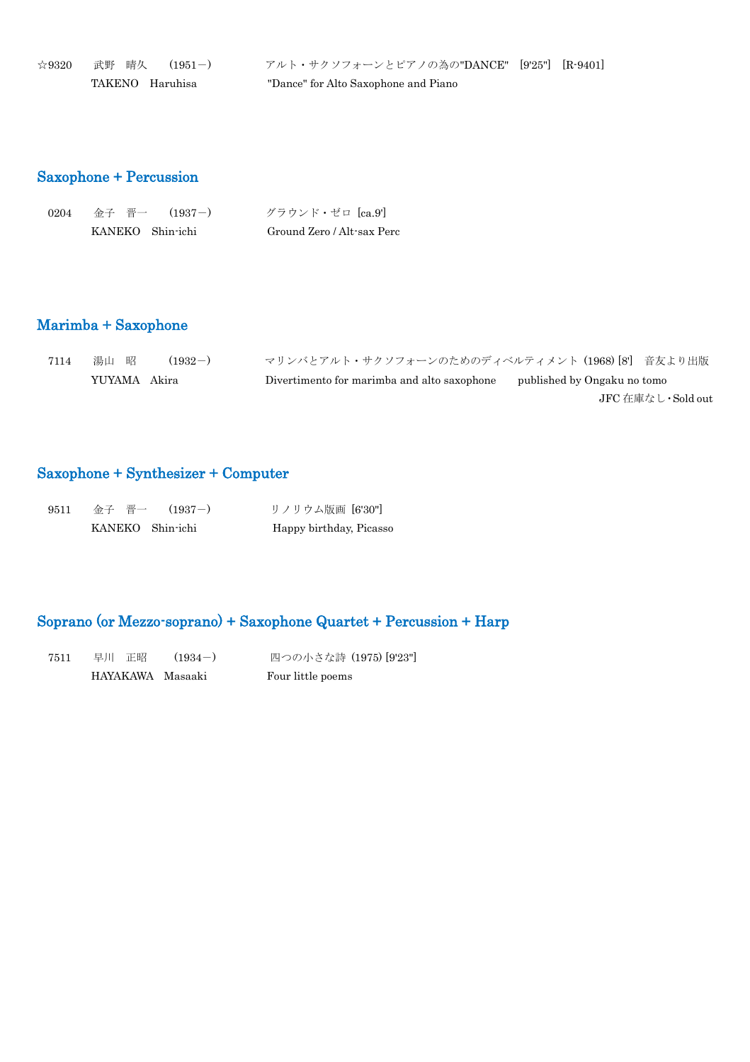☆9320　武野　晴久　(1951－)　アルト・サクソフォーンとピアノの為の"DANCE"　[9'25"]　[R-9401]
TAKENO　Haruhisa　"Dance" for Alto Saxophone and Piano

## Saxophone + Percussion

0204　金子　晋一　(1937－)　グラウンド・ゼロ [ca.9']
KANEKO　Shin-ichi　Ground Zero / Alt-sax Perc

## Marimba + Saxophone

7114　湯山　昭　(1932－)　マリンバとアルト・サクソフォーンのためのディベルティメント (1968) [8']　音友より出版
YUYAMA　Akira　Divertimento for marimba and alto saxophone　published by Ongaku no tomo
JFC 在庫なし・Sold out

## Saxophone + Synthesizer + Computer

9511　金子　晋一　(1937－)　リノリウム版画 [6'30"]
KANEKO　Shin-ichi　Happy birthday, Picasso

## Soprano (or Mezzo-soprano) + Saxophone Quartet + Percussion + Harp

7511　早川　正昭　(1934－)　四つの小さな詩 (1975) [9'23"]
HAYAKAWA　Masaaki　Four little poems